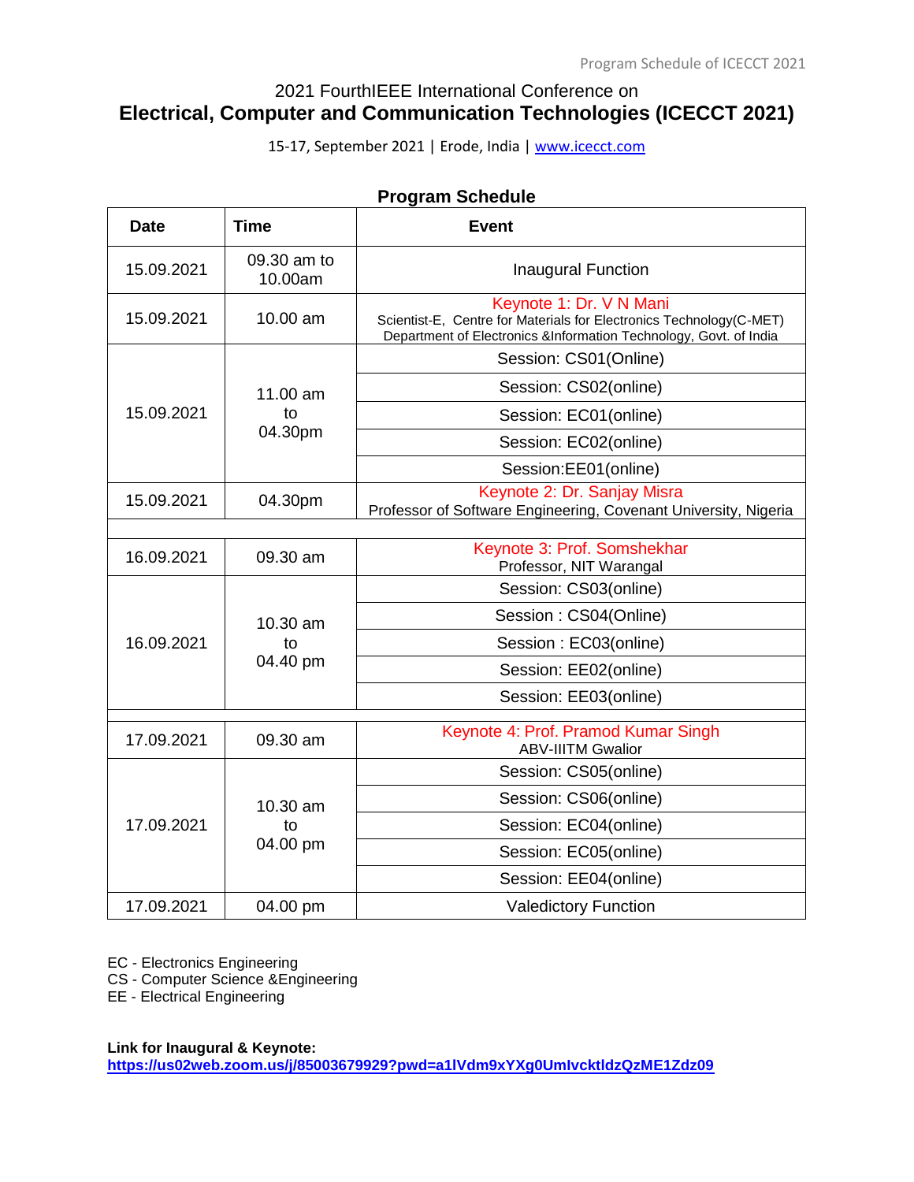2021 FourthIEEE International Conference on

# Electrical, Computer and Communication Technologies (ICECCT 2021)

15-17, September 2021 | Erode, India | www.icecct.com

## Program Schedule

| Date | Time | Event |
|---|---|---|
| 15.09.2021 | 09.30 am to 10.00am | Inaugural Function |
| 15.09.2021 | 10.00 am | Keynote 1: Dr. V N Mani<br>Scientist-E, Centre for Materials for Electronics Technology(C-MET)<br>Department of Electronics &Information Technology, Govt. of India |
| 15.09.2021 | 11.00 am to 04.30pm | Session: CS01(Online) |
| | | Session: CS02(online) |
| | | Session: EC01(online) |
| | | Session: EC02(online) |
| | | Session:EE01(online) |
| 15.09.2021 | 04.30pm | Keynote 2: Dr. Sanjay Misra<br>Professor of Software Engineering, Covenant University, Nigeria |
| | | |
| 16.09.2021 | 09.30 am | Keynote 3: Prof. Somshekhar<br>Professor, NIT Warangal |
| 16.09.2021 | 10.30 am to 04.40 pm | Session: CS03(online) |
| | | Session : CS04(Online) |
| | | Session : EC03(online) |
| | | Session: EE02(online) |
| | | Session: EE03(online) |
| | | |
| 17.09.2021 | 09.30 am | Keynote 4: Prof. Pramod Kumar Singh<br>ABV-IIITM Gwalior |
| 17.09.2021 | 10.30 am to 04.00 pm | Session: CS05(online) |
| | | Session: CS06(online) |
| | | Session: EC04(online) |
| | | Session: EC05(online) |
| | | Session: EE04(online) |
| 17.09.2021 | 04.00 pm | Valedictory Function |

EC - Electronics Engineering
CS - Computer Science &Engineering
EE - Electrical Engineering

**Link for Inaugural & Keynote:**
**https://us02web.zoom.us/j/85003679929?pwd=a1lVdm9xYXg0UmlvcktldzQzME1Zdz09**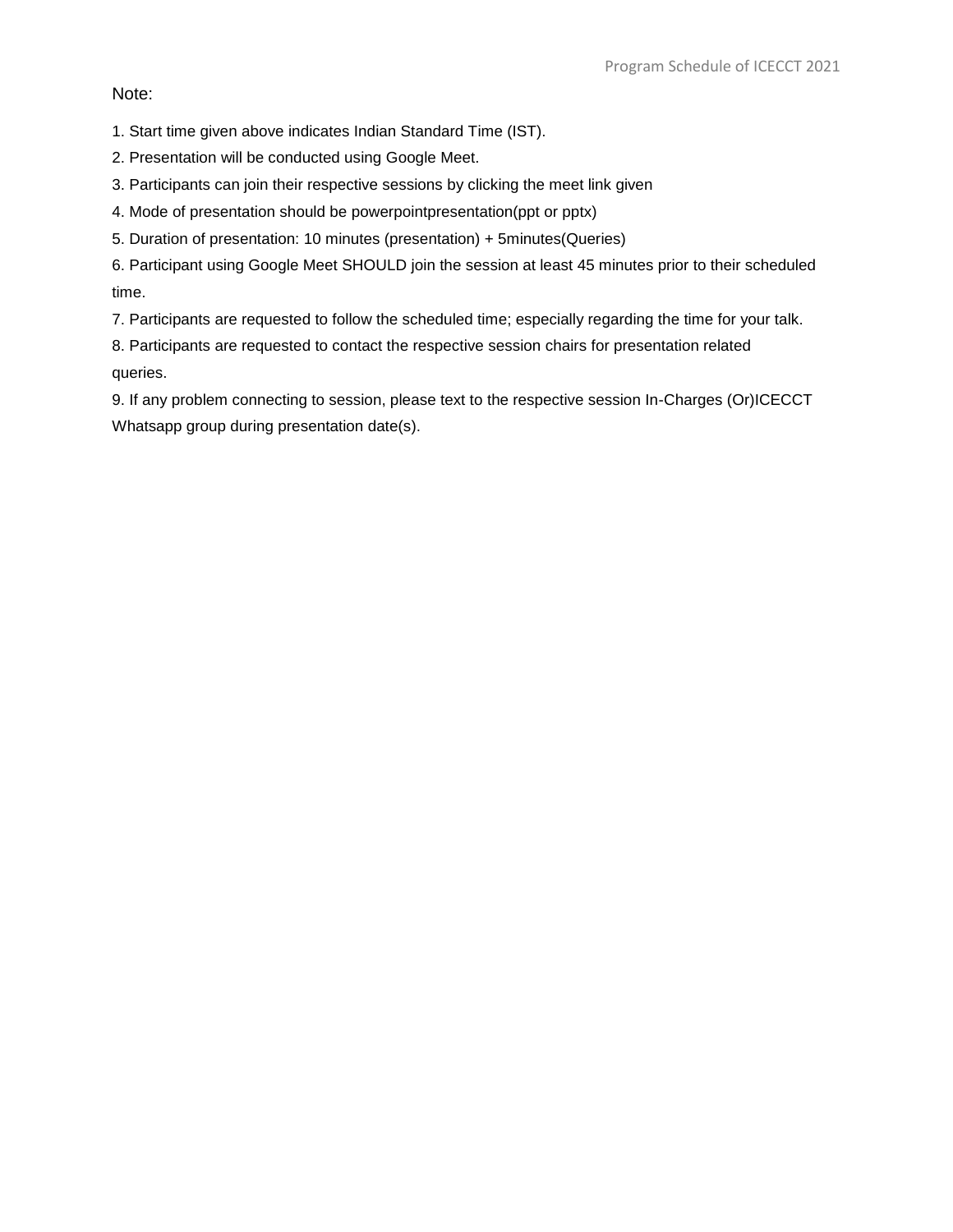Note:

1. Start time given above indicates Indian Standard Time (IST).
2. Presentation will be conducted using Google Meet.
3. Participants can join their respective sessions by clicking the meet link given
4. Mode of presentation should be powerpointpresentation(ppt or pptx)
5. Duration of presentation: 10 minutes (presentation) + 5minutes(Queries)
6. Participant using Google Meet SHOULD join the session at least 45 minutes prior to their scheduled time.
7. Participants are requested to follow the scheduled time; especially regarding the time for your talk.
8. Participants are requested to contact the respective session chairs for presentation related queries.
9. If any problem connecting to session, please text to the respective session In-Charges (Or)ICECCT Whatsapp group during presentation date(s).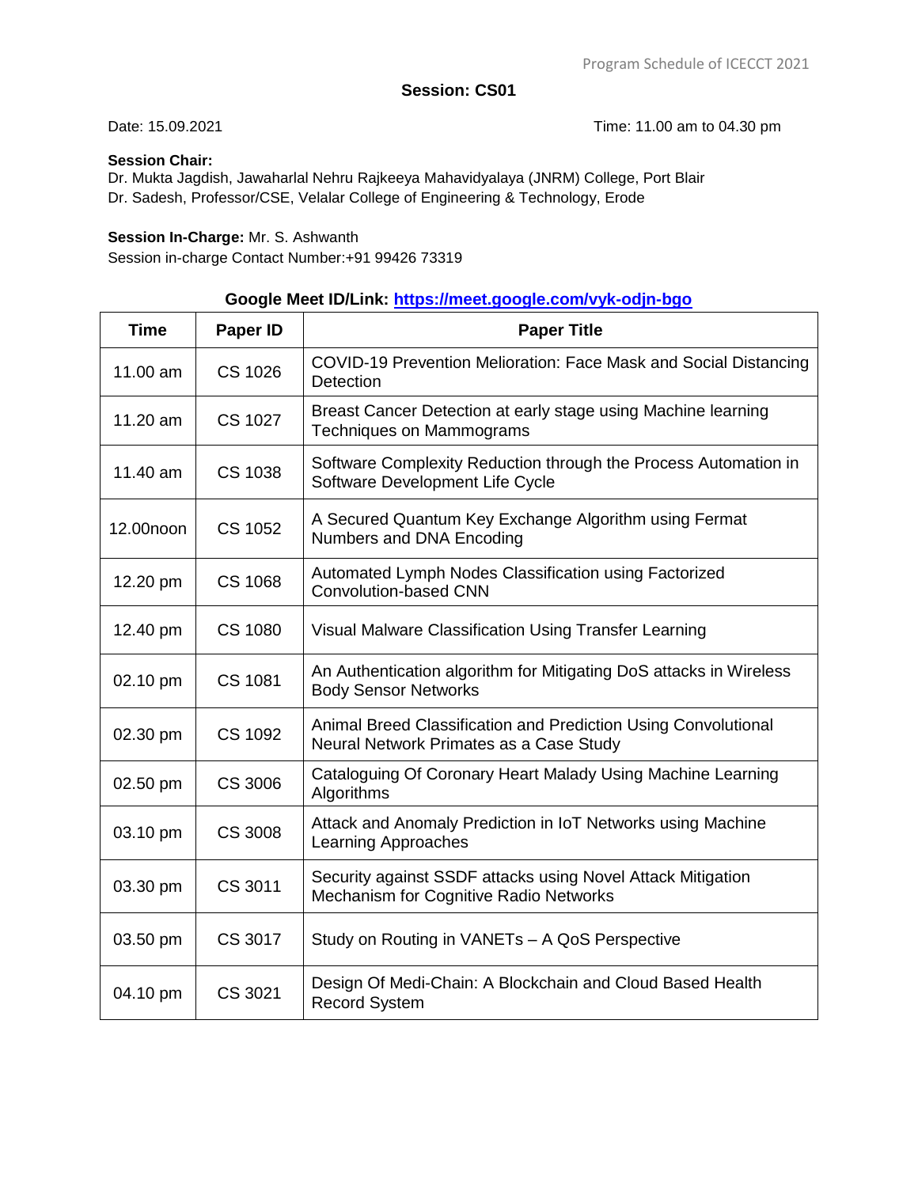## Session: CS01

Date: 15.09.2021 Time: 11.00 am to 04.30 pm

**Session Chair:**
Dr. Mukta Jagdish, Jawaharlal Nehru Rajkeeya Mahavidyalaya (JNRM) College, Port Blair
Dr. Sadesh, Professor/CSE, Velalar College of Engineering & Technology, Erode

**Session In-Charge:** Mr. S. Ashwanth
Session in-charge Contact Number:+91 99426 73319

**Google Meet ID/Link: https://meet.google.com/vyk-odjn-bgo**

| Time | Paper ID | Paper Title |
|---|---|---|
| 11.00 am | CS 1026 | COVID-19 Prevention Melioration: Face Mask and Social Distancing Detection |
| 11.20 am | CS 1027 | Breast Cancer Detection at early stage using Machine learning Techniques on Mammograms |
| 11.40 am | CS 1038 | Software Complexity Reduction through the Process Automation in Software Development Life Cycle |
| 12.00noon | CS 1052 | A Secured Quantum Key Exchange Algorithm using Fermat Numbers and DNA Encoding |
| 12.20 pm | CS 1068 | Automated Lymph Nodes Classification using Factorized Convolution-based CNN |
| 12.40 pm | CS 1080 | Visual Malware Classification Using Transfer Learning |
| 02.10 pm | CS 1081 | An Authentication algorithm for Mitigating DoS attacks in Wireless Body Sensor Networks |
| 02.30 pm | CS 1092 | Animal Breed Classification and Prediction Using Convolutional Neural Network Primates as a Case Study |
| 02.50 pm | CS 3006 | Cataloguing Of Coronary Heart Malady Using Machine Learning Algorithms |
| 03.10 pm | CS 3008 | Attack and Anomaly Prediction in IoT Networks using Machine Learning Approaches |
| 03.30 pm | CS 3011 | Security against SSDF attacks using Novel Attack Mitigation Mechanism for Cognitive Radio Networks |
| 03.50 pm | CS 3017 | Study on Routing in VANETs – A QoS Perspective |
| 04.10 pm | CS 3021 | Design Of Medi-Chain: A Blockchain and Cloud Based Health Record System |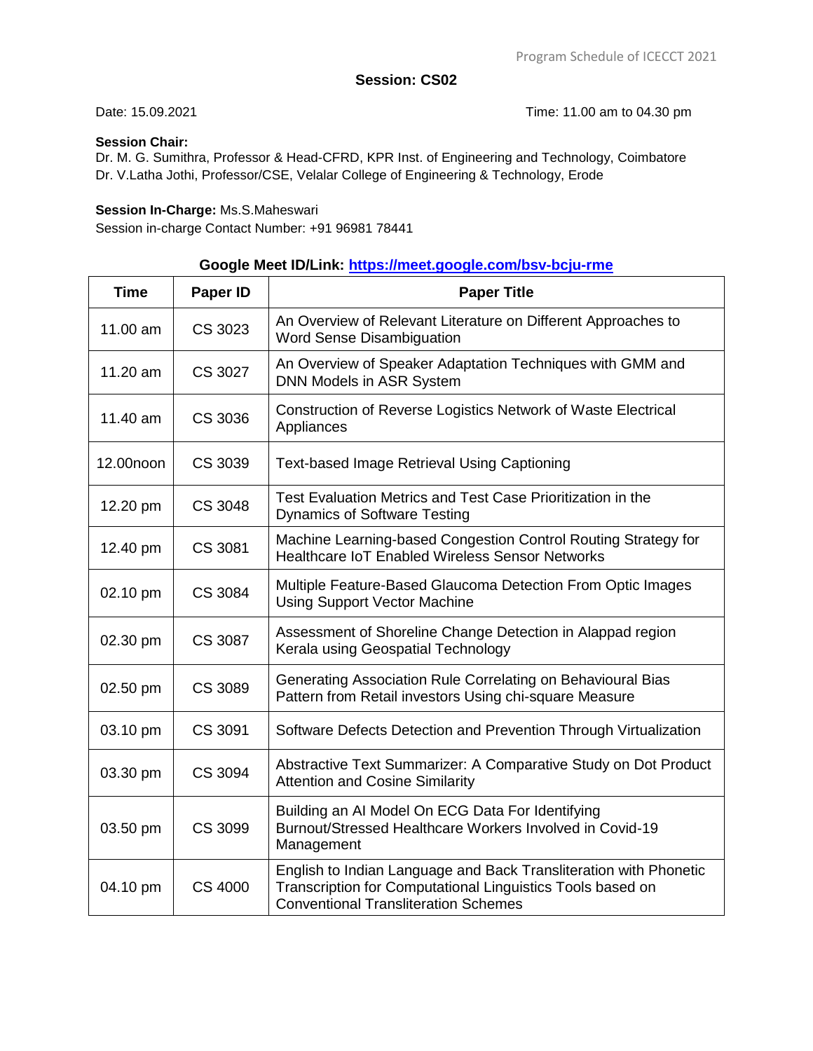## Session: CS02

Date: 15.09.2021 Time: 11.00 am to 04.30 pm

**Session Chair:**
Dr. M. G. Sumithra, Professor & Head-CFRD, KPR Inst. of Engineering and Technology, Coimbatore
Dr. V.Latha Jothi, Professor/CSE, Velalar College of Engineering & Technology, Erode

**Session In-Charge:** Ms.S.Maheswari
Session in-charge Contact Number: +91 96981 78441

**Google Meet ID/Link: https://meet.google.com/bsv-bcju-rme**

| Time | Paper ID | Paper Title |
|---|---|---|
| 11.00 am | CS 3023 | An Overview of Relevant Literature on Different Approaches to Word Sense Disambiguation |
| 11.20 am | CS 3027 | An Overview of Speaker Adaptation Techniques with GMM and DNN Models in ASR System |
| 11.40 am | CS 3036 | Construction of Reverse Logistics Network of Waste Electrical Appliances |
| 12.00noon | CS 3039 | Text-based Image Retrieval Using Captioning |
| 12.20 pm | CS 3048 | Test Evaluation Metrics and Test Case Prioritization in the Dynamics of Software Testing |
| 12.40 pm | CS 3081 | Machine Learning-based Congestion Control Routing Strategy for Healthcare IoT Enabled Wireless Sensor Networks |
| 02.10 pm | CS 3084 | Multiple Feature-Based Glaucoma Detection From Optic Images Using Support Vector Machine |
| 02.30 pm | CS 3087 | Assessment of Shoreline Change Detection in Alappad region Kerala using Geospatial Technology |
| 02.50 pm | CS 3089 | Generating Association Rule Correlating on Behavioural Bias Pattern from Retail investors Using chi-square Measure |
| 03.10 pm | CS 3091 | Software Defects Detection and Prevention Through Virtualization |
| 03.30 pm | CS 3094 | Abstractive Text Summarizer: A Comparative Study on Dot Product Attention and Cosine Similarity |
| 03.50 pm | CS 3099 | Building an AI Model On ECG Data For Identifying Burnout/Stressed Healthcare Workers Involved in Covid-19 Management |
| 04.10 pm | CS 4000 | English to Indian Language and Back Transliteration with Phonetic Transcription for Computational Linguistics Tools based on Conventional Transliteration Schemes |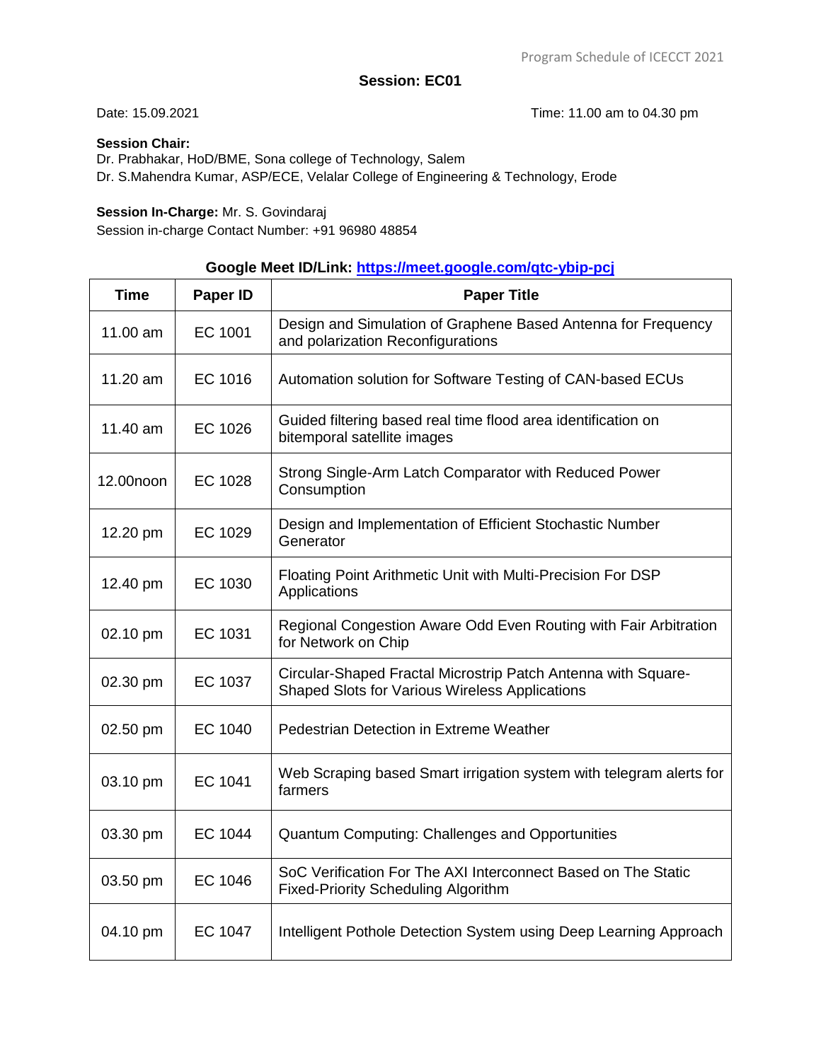## Session: EC01

Date: 15.09.2021 Time: 11.00 am to 04.30 pm

**Session Chair:**
Dr. Prabhakar, HoD/BME, Sona college of Technology, Salem
Dr. S.Mahendra Kumar, ASP/ECE, Velalar College of Engineering & Technology, Erode

**Session In-Charge:** Mr. S. Govindaraj
Session in-charge Contact Number: +91 96980 48854

**Google Meet ID/Link: https://meet.google.com/qtc-ybip-pcj**

| Time | Paper ID | Paper Title |
|---|---|---|
| 11.00 am | EC 1001 | Design and Simulation of Graphene Based Antenna for Frequency and polarization Reconfigurations |
| 11.20 am | EC 1016 | Automation solution for Software Testing of CAN-based ECUs |
| 11.40 am | EC 1026 | Guided filtering based real time flood area identification on bitemporal satellite images |
| 12.00noon | EC 1028 | Strong Single-Arm Latch Comparator with Reduced Power Consumption |
| 12.20 pm | EC 1029 | Design and Implementation of Efficient Stochastic Number Generator |
| 12.40 pm | EC 1030 | Floating Point Arithmetic Unit with Multi-Precision For DSP Applications |
| 02.10 pm | EC 1031 | Regional Congestion Aware Odd Even Routing with Fair Arbitration for Network on Chip |
| 02.30 pm | EC 1037 | Circular-Shaped Fractal Microstrip Patch Antenna with Square-Shaped Slots for Various Wireless Applications |
| 02.50 pm | EC 1040 | Pedestrian Detection in Extreme Weather |
| 03.10 pm | EC 1041 | Web Scraping based Smart irrigation system with telegram alerts for farmers |
| 03.30 pm | EC 1044 | Quantum Computing: Challenges and Opportunities |
| 03.50 pm | EC 1046 | SoC Verification For The AXI Interconnect Based on The Static Fixed-Priority Scheduling Algorithm |
| 04.10 pm | EC 1047 | Intelligent Pothole Detection System using Deep Learning Approach |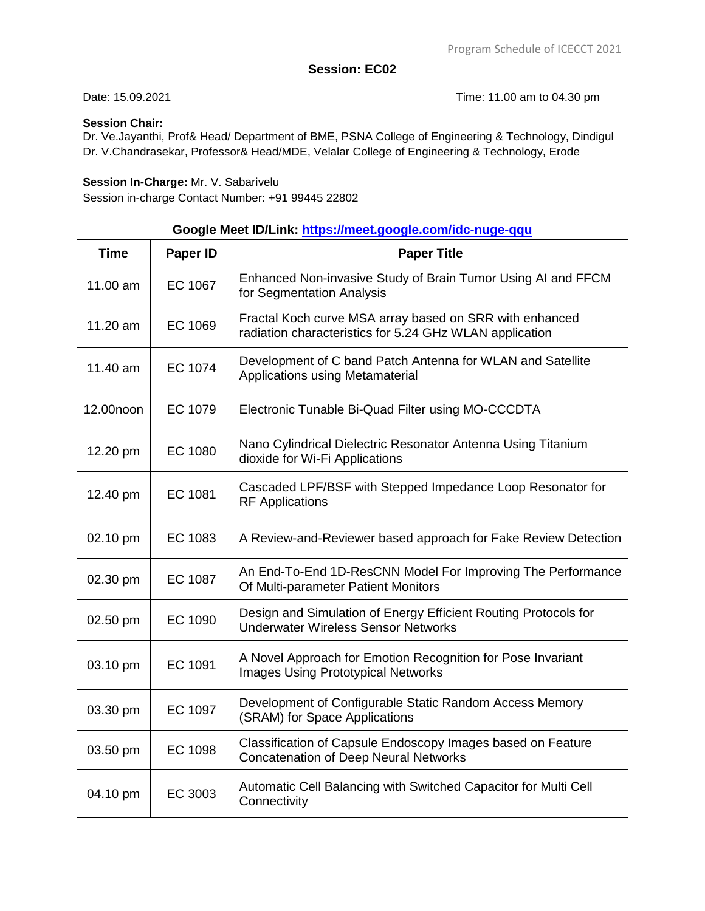## Session: EC02

Date: 15.09.2021 Time: 11.00 am to 04.30 pm

**Session Chair:**
Dr. Ve.Jayanthi, Prof& Head/ Department of BME, PSNA College of Engineering & Technology, Dindigul
Dr. V.Chandrasekar, Professor& Head/MDE, Velalar College of Engineering & Technology, Erode

**Session In-Charge:** Mr. V. Sabarivelu
Session in-charge Contact Number: +91 99445 22802

**Google Meet ID/Link: https://meet.google.com/idc-nuge-qqu**

| Time | Paper ID | Paper Title |
|---|---|---|
| 11.00 am | EC 1067 | Enhanced Non-invasive Study of Brain Tumor Using AI and FFCM for Segmentation Analysis |
| 11.20 am | EC 1069 | Fractal Koch curve MSA array based on SRR with enhanced radiation characteristics for 5.24 GHz WLAN application |
| 11.40 am | EC 1074 | Development of C band Patch Antenna for WLAN and Satellite Applications using Metamaterial |
| 12.00noon | EC 1079 | Electronic Tunable Bi-Quad Filter using MO-CCCDTA |
| 12.20 pm | EC 1080 | Nano Cylindrical Dielectric Resonator Antenna Using Titanium dioxide for Wi-Fi Applications |
| 12.40 pm | EC 1081 | Cascaded LPF/BSF with Stepped Impedance Loop Resonator for RF Applications |
| 02.10 pm | EC 1083 | A Review-and-Reviewer based approach for Fake Review Detection |
| 02.30 pm | EC 1087 | An End-To-End 1D-ResCNN Model For Improving The Performance Of Multi-parameter Patient Monitors |
| 02.50 pm | EC 1090 | Design and Simulation of Energy Efficient Routing Protocols for Underwater Wireless Sensor Networks |
| 03.10 pm | EC 1091 | A Novel Approach for Emotion Recognition for Pose Invariant Images Using Prototypical Networks |
| 03.30 pm | EC 1097 | Development of Configurable Static Random Access Memory (SRAM) for Space Applications |
| 03.50 pm | EC 1098 | Classification of Capsule Endoscopy Images based on Feature Concatenation of Deep Neural Networks |
| 04.10 pm | EC 3003 | Automatic Cell Balancing with Switched Capacitor for Multi Cell Connectivity |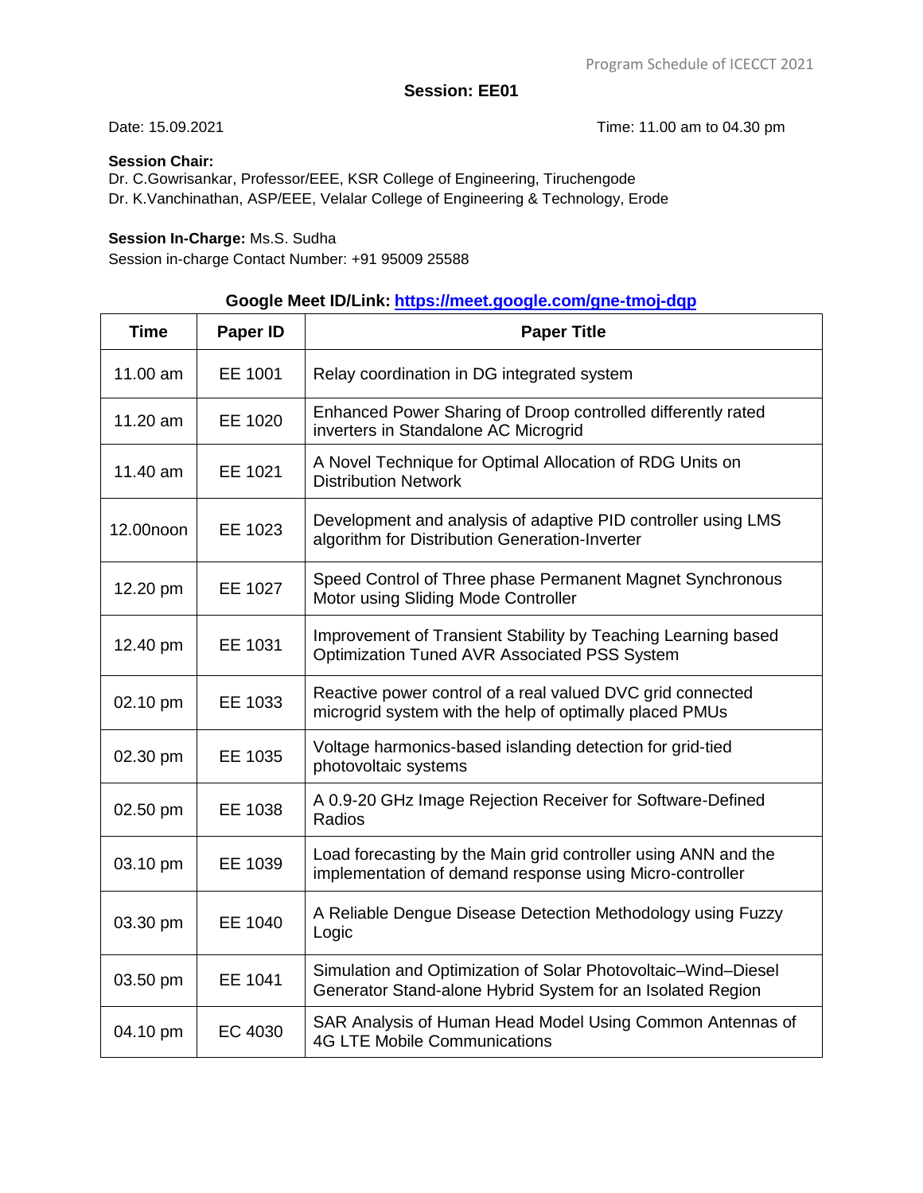## Session: EE01

Date: 15.09.2021 Time: 11.00 am to 04.30 pm

**Session Chair:**
Dr. C.Gowrisankar, Professor/EEE, KSR College of Engineering, Tiruchengode
Dr. K.Vanchinathan, ASP/EEE, Velalar College of Engineering & Technology, Erode

**Session In-Charge:** Ms.S. Sudha
Session in-charge Contact Number: +91 95009 25588

**Google Meet ID/Link: [https://meet.google.com/gne-tmoj-dqp](https://meet.google.com/gne-tmoj-dqp)**

| Time | Paper ID | Paper Title |
|---|---|---|
| 11.00 am | EE 1001 | Relay coordination in DG integrated system |
| 11.20 am | EE 1020 | Enhanced Power Sharing of Droop controlled differently rated inverters in Standalone AC Microgrid |
| 11.40 am | EE 1021 | A Novel Technique for Optimal Allocation of RDG Units on Distribution Network |
| 12.00noon | EE 1023 | Development and analysis of adaptive PID controller using LMS algorithm for Distribution Generation-Inverter |
| 12.20 pm | EE 1027 | Speed Control of Three phase Permanent Magnet Synchronous Motor using Sliding Mode Controller |
| 12.40 pm | EE 1031 | Improvement of Transient Stability by Teaching Learning based Optimization Tuned AVR Associated PSS System |
| 02.10 pm | EE 1033 | Reactive power control of a real valued DVC grid connected microgrid system with the help of optimally placed PMUs |
| 02.30 pm | EE 1035 | Voltage harmonics-based islanding detection for grid-tied photovoltaic systems |
| 02.50 pm | EE 1038 | A 0.9-20 GHz Image Rejection Receiver for Software-Defined Radios |
| 03.10 pm | EE 1039 | Load forecasting by the Main grid controller using ANN and the implementation of demand response using Micro-controller |
| 03.30 pm | EE 1040 | A Reliable Dengue Disease Detection Methodology using Fuzzy Logic |
| 03.50 pm | EE 1041 | Simulation and Optimization of Solar Photovoltaic–Wind–Diesel Generator Stand-alone Hybrid System for an Isolated Region |
| 04.10 pm | EC 4030 | SAR Analysis of Human Head Model Using Common Antennas of 4G LTE Mobile Communications |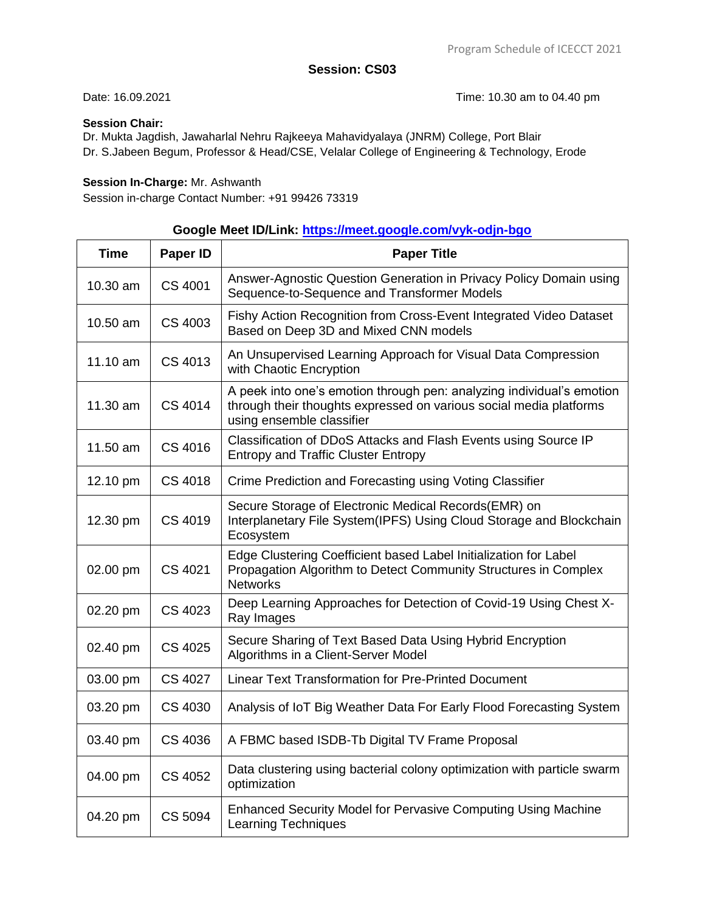## Session: CS03

Date: 16.09.2021 Time: 10.30 am to 04.40 pm

**Session Chair:**
Dr. Mukta Jagdish, Jawaharlal Nehru Rajkeeya Mahavidyalaya (JNRM) College, Port Blair
Dr. S.Jabeen Begum, Professor & Head/CSE, Velalar College of Engineering & Technology, Erode

**Session In-Charge:** Mr. Ashwanth
Session in-charge Contact Number: +91 99426 73319

**Google Meet ID/Link: [https://meet.google.com/vyk-odjn-bgo](https://meet.google.com/vyk-odjn-bgo)**

| Time | Paper ID | Paper Title |
|---|---|---|
| 10.30 am | CS 4001 | Answer-Agnostic Question Generation in Privacy Policy Domain using Sequence-to-Sequence and Transformer Models |
| 10.50 am | CS 4003 | Fishy Action Recognition from Cross-Event Integrated Video Dataset Based on Deep 3D and Mixed CNN models |
| 11.10 am | CS 4013 | An Unsupervised Learning Approach for Visual Data Compression with Chaotic Encryption |
| 11.30 am | CS 4014 | A peek into one's emotion through pen: analyzing individual's emotion through their thoughts expressed on various social media platforms using ensemble classifier |
| 11.50 am | CS 4016 | Classification of DDoS Attacks and Flash Events using Source IP Entropy and Traffic Cluster Entropy |
| 12.10 pm | CS 4018 | Crime Prediction and Forecasting using Voting Classifier |
| 12.30 pm | CS 4019 | Secure Storage of Electronic Medical Records(EMR) on Interplanetary File System(IPFS) Using Cloud Storage and Blockchain Ecosystem |
| 02.00 pm | CS 4021 | Edge Clustering Coefficient based Label Initialization for Label Propagation Algorithm to Detect Community Structures in Complex Networks |
| 02.20 pm | CS 4023 | Deep Learning Approaches for Detection of Covid-19 Using Chest X-Ray Images |
| 02.40 pm | CS 4025 | Secure Sharing of Text Based Data Using Hybrid Encryption Algorithms in a Client-Server Model |
| 03.00 pm | CS 4027 | Linear Text Transformation for Pre-Printed Document |
| 03.20 pm | CS 4030 | Analysis of IoT Big Weather Data For Early Flood Forecasting System |
| 03.40 pm | CS 4036 | A FBMC based ISDB-Tb Digital TV Frame Proposal |
| 04.00 pm | CS 4052 | Data clustering using bacterial colony optimization with particle swarm optimization |
| 04.20 pm | CS 5094 | Enhanced Security Model for Pervasive Computing Using Machine Learning Techniques |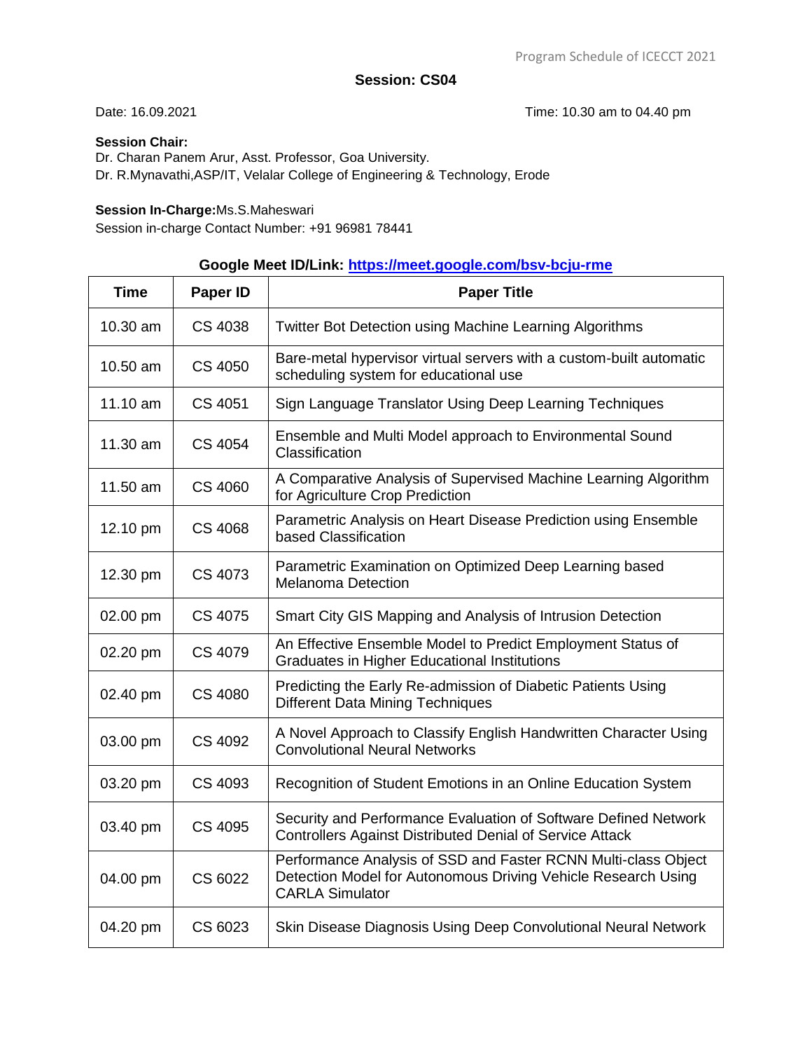## Session: CS04

Date: 16.09.2021 Time: 10.30 am to 04.40 pm

**Session Chair:**
Dr. Charan Panem Arur, Asst. Professor, Goa University.
Dr. R.Mynavathi,ASP/IT, Velalar College of Engineering & Technology, Erode

**Session In-Charge:**Ms.S.Maheswari
Session in-charge Contact Number: +91 96981 78441

**Google Meet ID/Link: [https://meet.google.com/bsv-bcju-rme](https://meet.google.com/bsv-bcju-rme)**

| Time | Paper ID | Paper Title |
|---|---|---|
| 10.30 am | CS 4038 | Twitter Bot Detection using Machine Learning Algorithms |
| 10.50 am | CS 4050 | Bare-metal hypervisor virtual servers with a custom-built automatic scheduling system for educational use |
| 11.10 am | CS 4051 | Sign Language Translator Using Deep Learning Techniques |
| 11.30 am | CS 4054 | Ensemble and Multi Model approach to Environmental Sound Classification |
| 11.50 am | CS 4060 | A Comparative Analysis of Supervised Machine Learning Algorithm for Agriculture Crop Prediction |
| 12.10 pm | CS 4068 | Parametric Analysis on Heart Disease Prediction using Ensemble based Classification |
| 12.30 pm | CS 4073 | Parametric Examination on Optimized Deep Learning based Melanoma Detection |
| 02.00 pm | CS 4075 | Smart City GIS Mapping and Analysis of Intrusion Detection |
| 02.20 pm | CS 4079 | An Effective Ensemble Model to Predict Employment Status of Graduates in Higher Educational Institutions |
| 02.40 pm | CS 4080 | Predicting the Early Re-admission of Diabetic Patients Using Different Data Mining Techniques |
| 03.00 pm | CS 4092 | A Novel Approach to Classify English Handwritten Character Using Convolutional Neural Networks |
| 03.20 pm | CS 4093 | Recognition of Student Emotions in an Online Education System |
| 03.40 pm | CS 4095 | Security and Performance Evaluation of Software Defined Network Controllers Against Distributed Denial of Service Attack |
| 04.00 pm | CS 6022 | Performance Analysis of SSD and Faster RCNN Multi-class Object Detection Model for Autonomous Driving Vehicle Research Using CARLA Simulator |
| 04.20 pm | CS 6023 | Skin Disease Diagnosis Using Deep Convolutional Neural Network |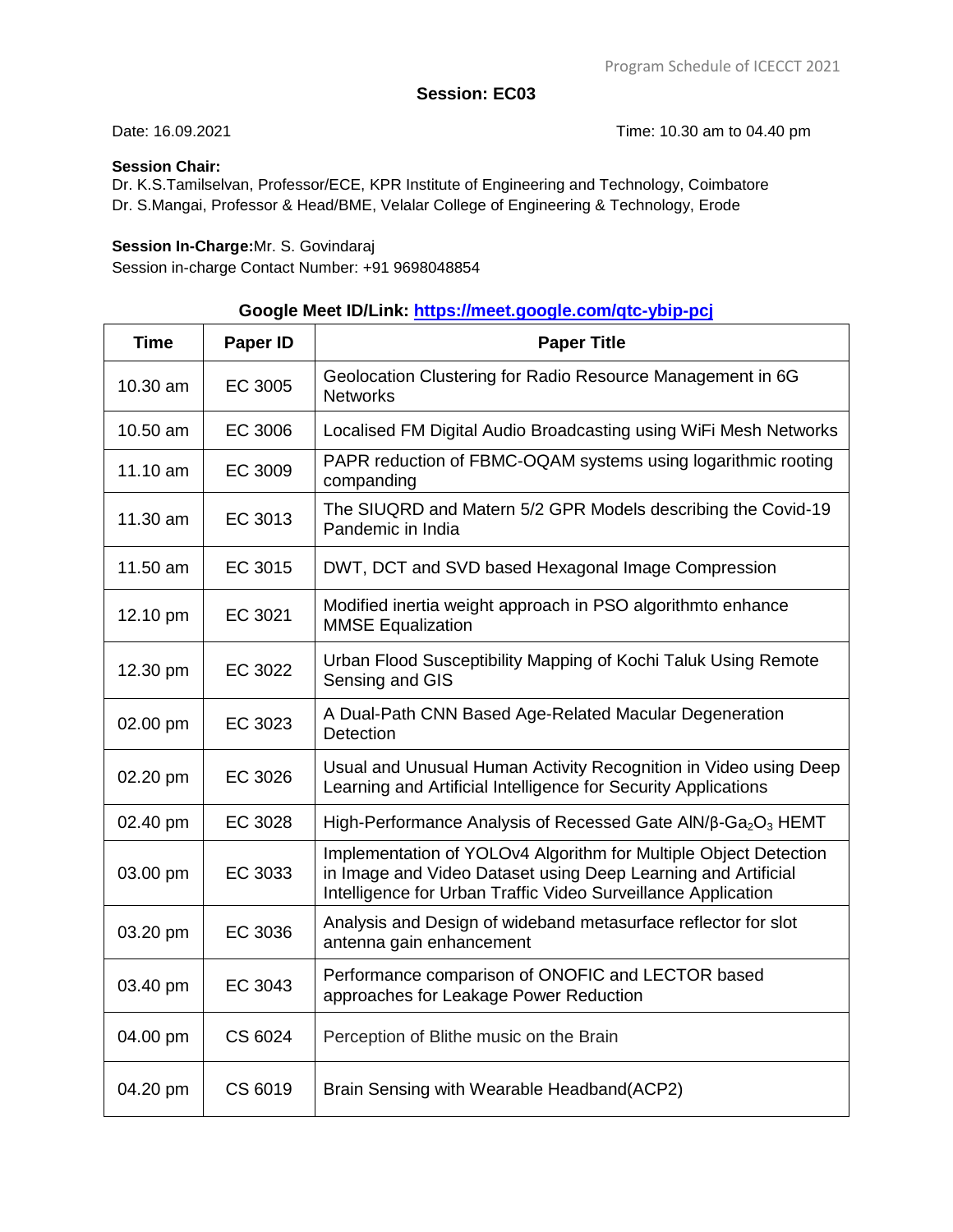## Session: EC03

Date: 16.09.2021 Time: 10.30 am to 04.40 pm

**Session Chair:**
Dr. K.S.Tamilselvan, Professor/ECE, KPR Institute of Engineering and Technology, Coimbatore
Dr. S.Mangai, Professor & Head/BME, Velalar College of Engineering & Technology, Erode

**Session In-Charge:**Mr. S. Govindaraj
Session in-charge Contact Number: +91 9698048854

**Google Meet ID/Link: https://meet.google.com/qtc-ybip-pcj**

| Time | Paper ID | Paper Title |
|---|---|---|
| 10.30 am | EC 3005 | Geolocation Clustering for Radio Resource Management in 6G Networks |
| 10.50 am | EC 3006 | Localised FM Digital Audio Broadcasting using WiFi Mesh Networks |
| 11.10 am | EC 3009 | PAPR reduction of FBMC-OQAM systems using logarithmic rooting companding |
| 11.30 am | EC 3013 | The SIUQRD and Matern 5/2 GPR Models describing the Covid-19 Pandemic in India |
| 11.50 am | EC 3015 | DWT, DCT and SVD based Hexagonal Image Compression |
| 12.10 pm | EC 3021 | Modified inertia weight approach in PSO algorithmto enhance MMSE Equalization |
| 12.30 pm | EC 3022 | Urban Flood Susceptibility Mapping of Kochi Taluk Using Remote Sensing and GIS |
| 02.00 pm | EC 3023 | A Dual-Path CNN Based Age-Related Macular Degeneration Detection |
| 02.20 pm | EC 3026 | Usual and Unusual Human Activity Recognition in Video using Deep Learning and Artificial Intelligence for Security Applications |
| 02.40 pm | EC 3028 | High-Performance Analysis of Recessed Gate AlN/β-$Ga_2O_3$ HEMT |
| 03.00 pm | EC 3033 | Implementation of YOLOv4 Algorithm for Multiple Object Detection in Image and Video Dataset using Deep Learning and Artificial Intelligence for Urban Traffic Video Surveillance Application |
| 03.20 pm | EC 3036 | Analysis and Design of wideband metasurface reflector for slot antenna gain enhancement |
| 03.40 pm | EC 3043 | Performance comparison of ONOFIC and LECTOR based approaches for Leakage Power Reduction |
| 04.00 pm | CS 6024 | Perception of Blithe music on the Brain |
| 04.20 pm | CS 6019 | Brain Sensing with Wearable Headband(ACP2) |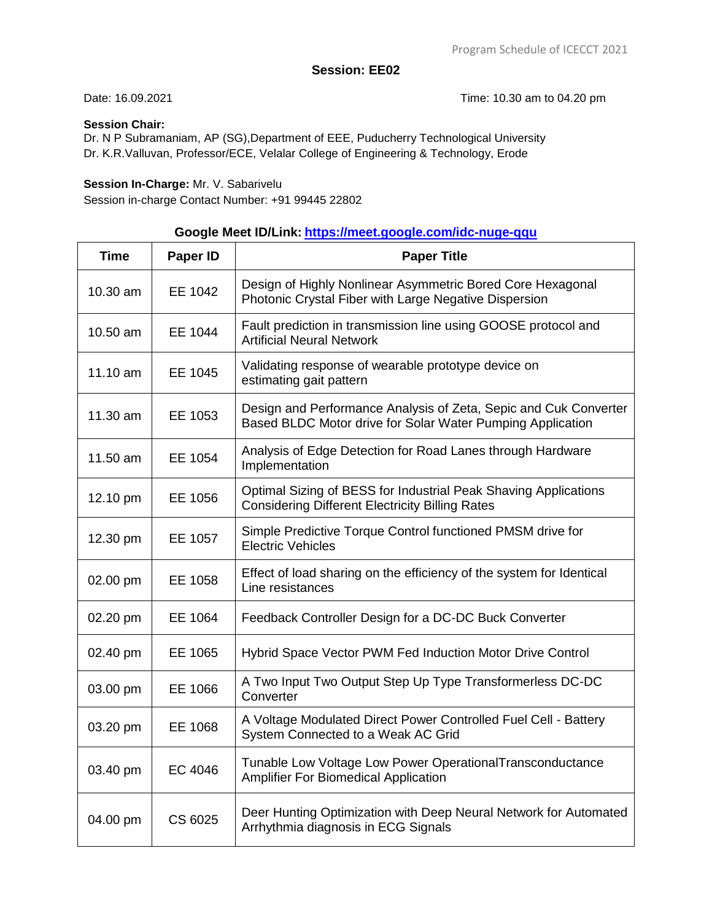## Session: EE02

Date: 16.09.2021 Time: 10.30 am to 04.20 pm

**Session Chair:**
Dr. N P Subramaniam, AP (SG),Department of EEE, Puducherry Technological University
Dr. K.R.Valluvan, Professor/ECE, Velalar College of Engineering & Technology, Erode

**Session In-Charge:** Mr. V. Sabarivelu
Session in-charge Contact Number: +91 99445 22802

**Google Meet ID/Link: https://meet.google.com/idc-nuge-qqu**

| Time | Paper ID | Paper Title |
|---|---|---|
| 10.30 am | EE 1042 | Design of Highly Nonlinear Asymmetric Bored Core Hexagonal Photonic Crystal Fiber with Large Negative Dispersion |
| 10.50 am | EE 1044 | Fault prediction in transmission line using GOOSE protocol and Artificial Neural Network |
| 11.10 am | EE 1045 | Validating response of wearable prototype device on estimating gait pattern |
| 11.30 am | EE 1053 | Design and Performance Analysis of Zeta, Sepic and Cuk Converter Based BLDC Motor drive for Solar Water Pumping Application |
| 11.50 am | EE 1054 | Analysis of Edge Detection for Road Lanes through Hardware Implementation |
| 12.10 pm | EE 1056 | Optimal Sizing of BESS for Industrial Peak Shaving Applications Considering Different Electricity Billing Rates |
| 12.30 pm | EE 1057 | Simple Predictive Torque Control functioned PMSM drive for Electric Vehicles |
| 02.00 pm | EE 1058 | Effect of load sharing on the efficiency of the system for Identical Line resistances |
| 02.20 pm | EE 1064 | Feedback Controller Design for a DC-DC Buck Converter |
| 02.40 pm | EE 1065 | Hybrid Space Vector PWM Fed Induction Motor Drive Control |
| 03.00 pm | EE 1066 | A Two Input Two Output Step Up Type Transformerless DC-DC Converter |
| 03.20 pm | EE 1068 | A Voltage Modulated Direct Power Controlled Fuel Cell - Battery System Connected to a Weak AC Grid |
| 03.40 pm | EC 4046 | Tunable Low Voltage Low Power OperationalTransconductance Amplifier For Biomedical Application |
| 04.00 pm | CS 6025 | Deer Hunting Optimization with Deep Neural Network for Automated Arrhythmia diagnosis in ECG Signals |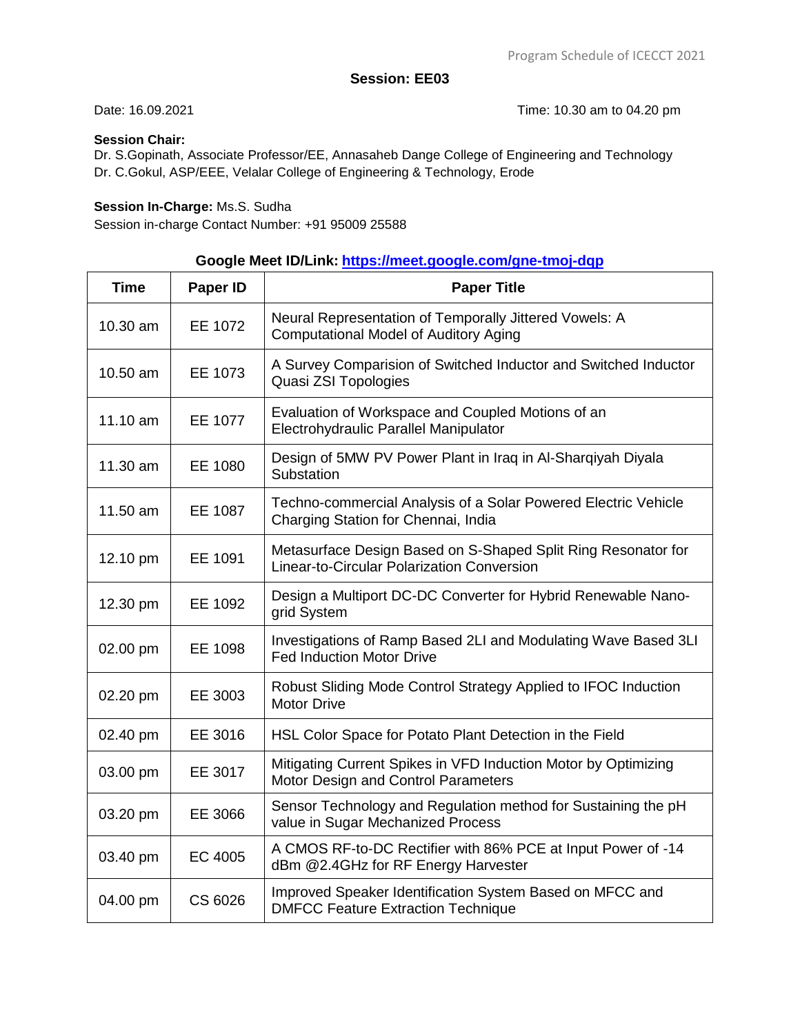## Session: EE03

Date: 16.09.2021 Time: 10.30 am to 04.20 pm

**Session Chair:**
Dr. S.Gopinath, Associate Professor/EE, Annasaheb Dange College of Engineering and Technology
Dr. C.Gokul, ASP/EEE, Velalar College of Engineering & Technology, Erode

**Session In-Charge:** Ms.S. Sudha
Session in-charge Contact Number: +91 95009 25588

**Google Meet ID/Link: https://meet.google.com/gne-tmoj-dqp**

| Time | Paper ID | Paper Title |
|---|---|---|
| 10.30 am | EE 1072 | Neural Representation of Temporally Jittered Vowels: A Computational Model of Auditory Aging |
| 10.50 am | EE 1073 | A Survey Comparision of Switched Inductor and Switched Inductor Quasi ZSI Topologies |
| 11.10 am | EE 1077 | Evaluation of Workspace and Coupled Motions of an Electrohydraulic Parallel Manipulator |
| 11.30 am | EE 1080 | Design of 5MW PV Power Plant in Iraq in Al-Sharqiyah Diyala Substation |
| 11.50 am | EE 1087 | Techno-commercial Analysis of a Solar Powered Electric Vehicle Charging Station for Chennai, India |
| 12.10 pm | EE 1091 | Metasurface Design Based on S-Shaped Split Ring Resonator for Linear-to-Circular Polarization Conversion |
| 12.30 pm | EE 1092 | Design a Multiport DC-DC Converter for Hybrid Renewable Nano-grid System |
| 02.00 pm | EE 1098 | Investigations of Ramp Based 2LI and Modulating Wave Based 3LI Fed Induction Motor Drive |
| 02.20 pm | EE 3003 | Robust Sliding Mode Control Strategy Applied to IFOC Induction Motor Drive |
| 02.40 pm | EE 3016 | HSL Color Space for Potato Plant Detection in the Field |
| 03.00 pm | EE 3017 | Mitigating Current Spikes in VFD Induction Motor by Optimizing Motor Design and Control Parameters |
| 03.20 pm | EE 3066 | Sensor Technology and Regulation method for Sustaining the pH value in Sugar Mechanized Process |
| 03.40 pm | EC 4005 | A CMOS RF-to-DC Rectifier with 86% PCE at Input Power of -14 dBm @2.4GHz for RF Energy Harvester |
| 04.00 pm | CS 6026 | Improved Speaker Identification System Based on MFCC and DMFCC Feature Extraction Technique |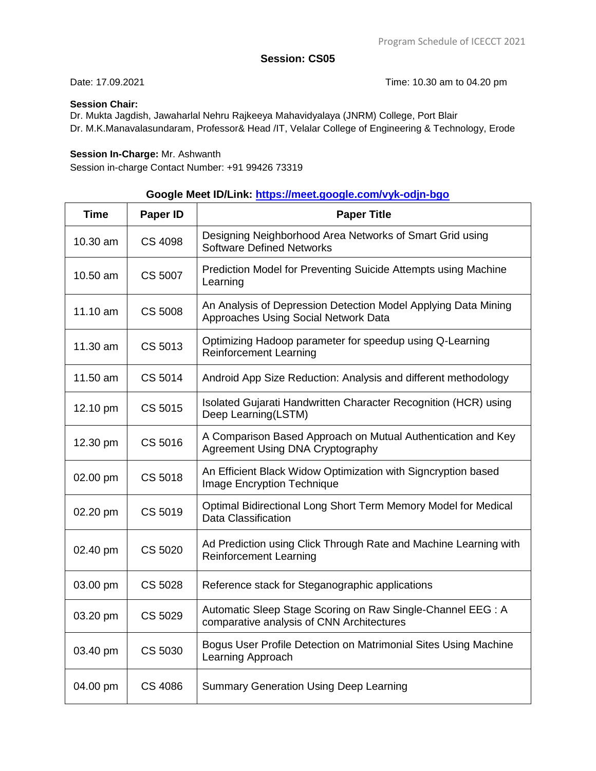## Session: CS05

Date: 17.09.2021 Time: 10.30 am to 04.20 pm

**Session Chair:**
Dr. Mukta Jagdish, Jawaharlal Nehru Rajkeeya Mahavidyalaya (JNRM) College, Port Blair
Dr. M.K.Manavalasundaram, Professor& Head /IT, Velalar College of Engineering & Technology, Erode

**Session In-Charge:** Mr. Ashwanth
Session in-charge Contact Number: +91 99426 73319

**Google Meet ID/Link: https://meet.google.com/vyk-odjn-bgo**

| Time | Paper ID | Paper Title |
|---|---|---|
| 10.30 am | CS 4098 | Designing Neighborhood Area Networks of Smart Grid using Software Defined Networks |
| 10.50 am | CS 5007 | Prediction Model for Preventing Suicide Attempts using Machine Learning |
| 11.10 am | CS 5008 | An Analysis of Depression Detection Model Applying Data Mining Approaches Using Social Network Data |
| 11.30 am | CS 5013 | Optimizing Hadoop parameter for speedup using Q-Learning Reinforcement Learning |
| 11.50 am | CS 5014 | Android App Size Reduction: Analysis and different methodology |
| 12.10 pm | CS 5015 | Isolated Gujarati Handwritten Character Recognition (HCR) using Deep Learning(LSTM) |
| 12.30 pm | CS 5016 | A Comparison Based Approach on Mutual Authentication and Key Agreement Using DNA Cryptography |
| 02.00 pm | CS 5018 | An Efficient Black Widow Optimization with Signcryption based Image Encryption Technique |
| 02.20 pm | CS 5019 | Optimal Bidirectional Long Short Term Memory Model for Medical Data Classification |
| 02.40 pm | CS 5020 | Ad Prediction using Click Through Rate and Machine Learning with Reinforcement Learning |
| 03.00 pm | CS 5028 | Reference stack for Steganographic applications |
| 03.20 pm | CS 5029 | Automatic Sleep Stage Scoring on Raw Single-Channel EEG : A comparative analysis of CNN Architectures |
| 03.40 pm | CS 5030 | Bogus User Profile Detection on Matrimonial Sites Using Machine Learning Approach |
| 04.00 pm | CS 4086 | Summary Generation Using Deep Learning |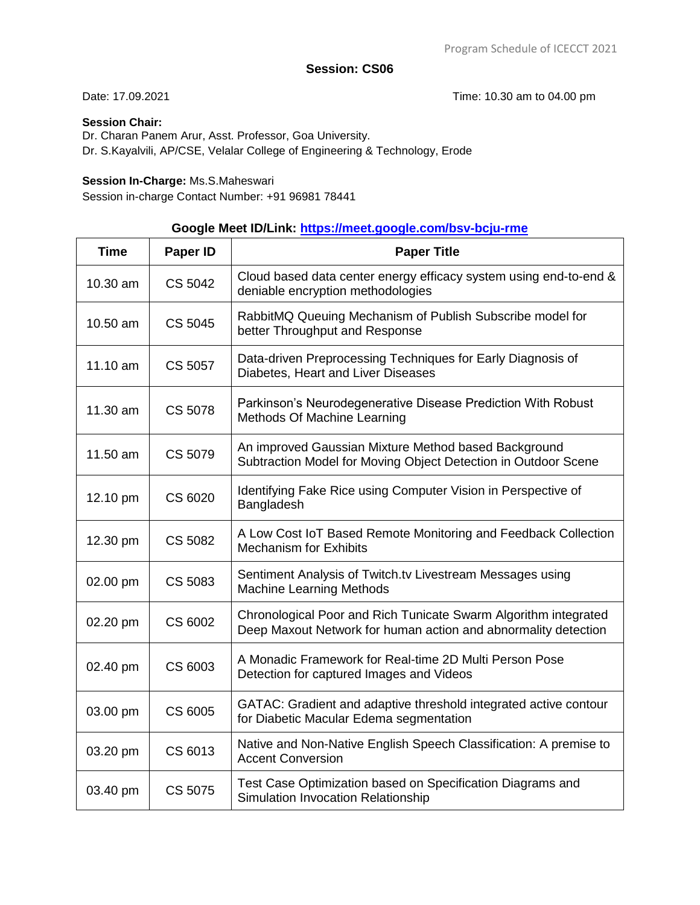## Session: CS06

Date: 17.09.2021 Time: 10.30 am to 04.00 pm

**Session Chair:**
Dr. Charan Panem Arur, Asst. Professor, Goa University.
Dr. S.Kayalvili, AP/CSE, Velalar College of Engineering & Technology, Erode

**Session In-Charge:** Ms.S.Maheswari
Session in-charge Contact Number: +91 96981 78441

**Google Meet ID/Link: https://meet.google.com/bsv-bcju-rme**

| Time | Paper ID | Paper Title |
|---|---|---|
| 10.30 am | CS 5042 | Cloud based data center energy efficacy system using end-to-end & deniable encryption methodologies |
| 10.50 am | CS 5045 | RabbitMQ Queuing Mechanism of Publish Subscribe model for better Throughput and Response |
| 11.10 am | CS 5057 | Data-driven Preprocessing Techniques for Early Diagnosis of Diabetes, Heart and Liver Diseases |
| 11.30 am | CS 5078 | Parkinson's Neurodegenerative Disease Prediction With Robust Methods Of Machine Learning |
| 11.50 am | CS 5079 | An improved Gaussian Mixture Method based Background Subtraction Model for Moving Object Detection in Outdoor Scene |
| 12.10 pm | CS 6020 | Identifying Fake Rice using Computer Vision in Perspective of Bangladesh |
| 12.30 pm | CS 5082 | A Low Cost IoT Based Remote Monitoring and Feedback Collection Mechanism for Exhibits |
| 02.00 pm | CS 5083 | Sentiment Analysis of Twitch.tv Livestream Messages using Machine Learning Methods |
| 02.20 pm | CS 6002 | Chronological Poor and Rich Tunicate Swarm Algorithm integrated Deep Maxout Network for human action and abnormality detection |
| 02.40 pm | CS 6003 | A Monadic Framework for Real-time 2D Multi Person Pose Detection for captured Images and Videos |
| 03.00 pm | CS 6005 | GATAC: Gradient and adaptive threshold integrated active contour for Diabetic Macular Edema segmentation |
| 03.20 pm | CS 6013 | Native and Non-Native English Speech Classification: A premise to Accent Conversion |
| 03.40 pm | CS 5075 | Test Case Optimization based on Specification Diagrams and Simulation Invocation Relationship |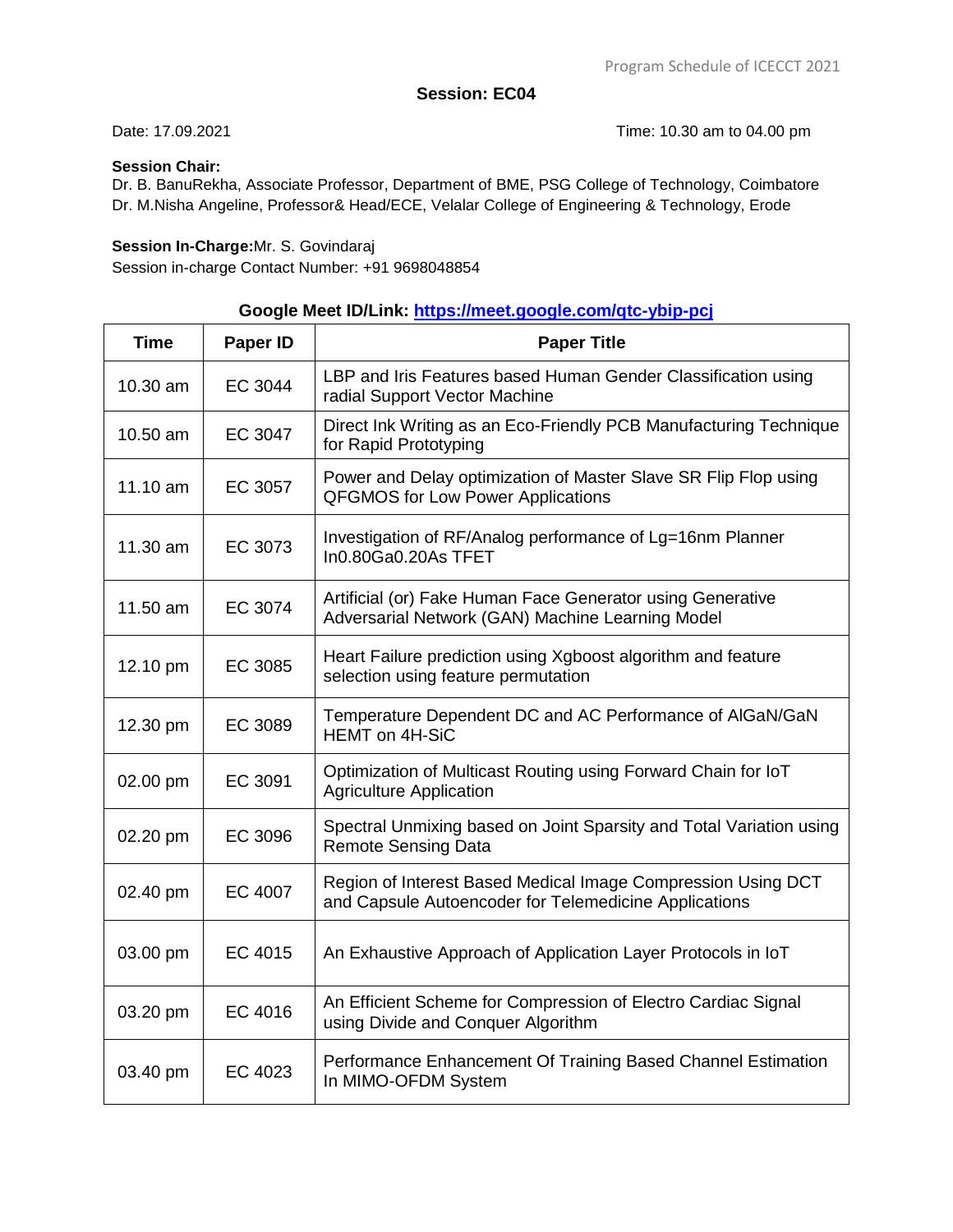## Session: EC04

Date: 17.09.2021 Time: 10.30 am to 04.00 pm

**Session Chair:**
Dr. B. BanuRekha, Associate Professor, Department of BME, PSG College of Technology, Coimbatore
Dr. M.Nisha Angeline, Professor& Head/ECE, Velalar College of Engineering & Technology, Erode

**Session In-Charge:**Mr. S. Govindaraj
Session in-charge Contact Number: +91 9698048854

**Google Meet ID/Link: https://meet.google.com/qtc-ybip-pcj**

| Time | Paper ID | Paper Title |
|---|---|---|
| 10.30 am | EC 3044 | LBP and Iris Features based Human Gender Classification using radial Support Vector Machine |
| 10.50 am | EC 3047 | Direct Ink Writing as an Eco-Friendly PCB Manufacturing Technique for Rapid Prototyping |
| 11.10 am | EC 3057 | Power and Delay optimization of Master Slave SR Flip Flop using QFGMOS for Low Power Applications |
| 11.30 am | EC 3073 | Investigation of RF/Analog performance of Lg=16nm Planner In0.80Ga0.20As TFET |
| 11.50 am | EC 3074 | Artificial (or) Fake Human Face Generator using Generative Adversarial Network (GAN) Machine Learning Model |
| 12.10 pm | EC 3085 | Heart Failure prediction using Xgboost algorithm and feature selection using feature permutation |
| 12.30 pm | EC 3089 | Temperature Dependent DC and AC Performance of AlGaN/GaN HEMT on 4H-SiC |
| 02.00 pm | EC 3091 | Optimization of Multicast Routing using Forward Chain for IoT Agriculture Application |
| 02.20 pm | EC 3096 | Spectral Unmixing based on Joint Sparsity and Total Variation using Remote Sensing Data |
| 02.40 pm | EC 4007 | Region of Interest Based Medical Image Compression Using DCT and Capsule Autoencoder for Telemedicine Applications |
| 03.00 pm | EC 4015 | An Exhaustive Approach of Application Layer Protocols in IoT |
| 03.20 pm | EC 4016 | An Efficient Scheme for Compression of Electro Cardiac Signal using Divide and Conquer Algorithm |
| 03.40 pm | EC 4023 | Performance Enhancement Of Training Based Channel Estimation In MIMO-OFDM System |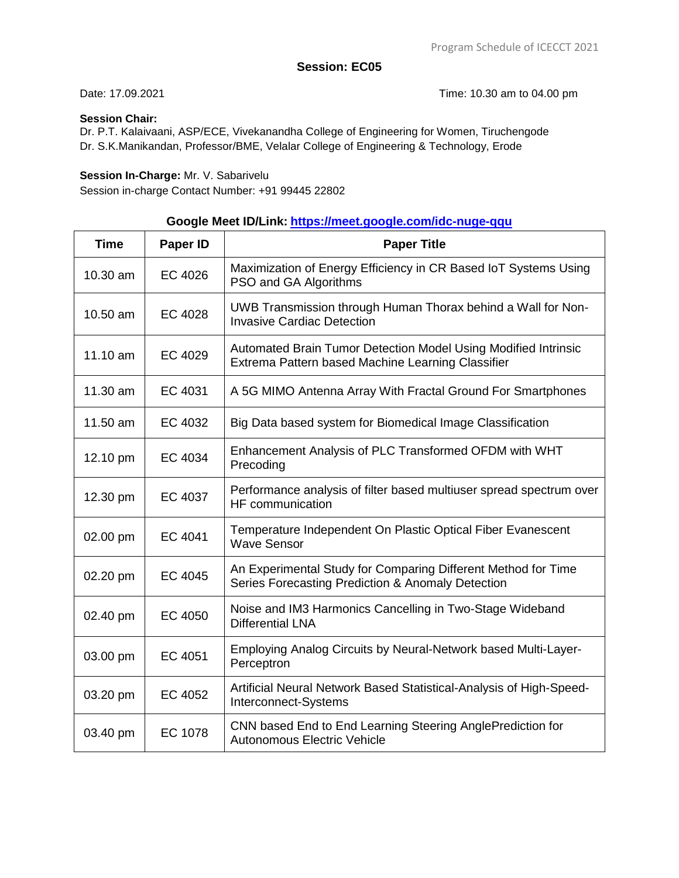## Session: EC05

Date: 17.09.2021 Time: 10.30 am to 04.00 pm

**Session Chair:**
Dr. P.T. Kalaivaani, ASP/ECE, Vivekanandha College of Engineering for Women, Tiruchengode
Dr. S.K.Manikandan, Professor/BME, Velalar College of Engineering & Technology, Erode

**Session In-Charge:** Mr. V. Sabarivelu
Session in-charge Contact Number: +91 99445 22802

**Google Meet ID/Link: [https://meet.google.com/idc-nuge-qqu](https://meet.google.com/idc-nuge-qqu)**

| Time | Paper ID | Paper Title |
|---|---|---|
| 10.30 am | EC 4026 | Maximization of Energy Efficiency in CR Based IoT Systems Using PSO and GA Algorithms |
| 10.50 am | EC 4028 | UWB Transmission through Human Thorax behind a Wall for Non-Invasive Cardiac Detection |
| 11.10 am | EC 4029 | Automated Brain Tumor Detection Model Using Modified Intrinsic Extrema Pattern based Machine Learning Classifier |
| 11.30 am | EC 4031 | A 5G MIMO Antenna Array With Fractal Ground For Smartphones |
| 11.50 am | EC 4032 | Big Data based system for Biomedical Image Classification |
| 12.10 pm | EC 4034 | Enhancement Analysis of PLC Transformed OFDM with WHT Precoding |
| 12.30 pm | EC 4037 | Performance analysis of filter based multiuser spread spectrum over HF communication |
| 02.00 pm | EC 4041 | Temperature Independent On Plastic Optical Fiber Evanescent Wave Sensor |
| 02.20 pm | EC 4045 | An Experimental Study for Comparing Different Method for Time Series Forecasting Prediction & Anomaly Detection |
| 02.40 pm | EC 4050 | Noise and IM3 Harmonics Cancelling in Two-Stage Wideband Differential LNA |
| 03.00 pm | EC 4051 | Employing Analog Circuits by Neural-Network based Multi-Layer-Perceptron |
| 03.20 pm | EC 4052 | Artificial Neural Network Based Statistical-Analysis of High-Speed-Interconnect-Systems |
| 03.40 pm | EC 1078 | CNN based End to End Learning Steering AnglePrediction for Autonomous Electric Vehicle |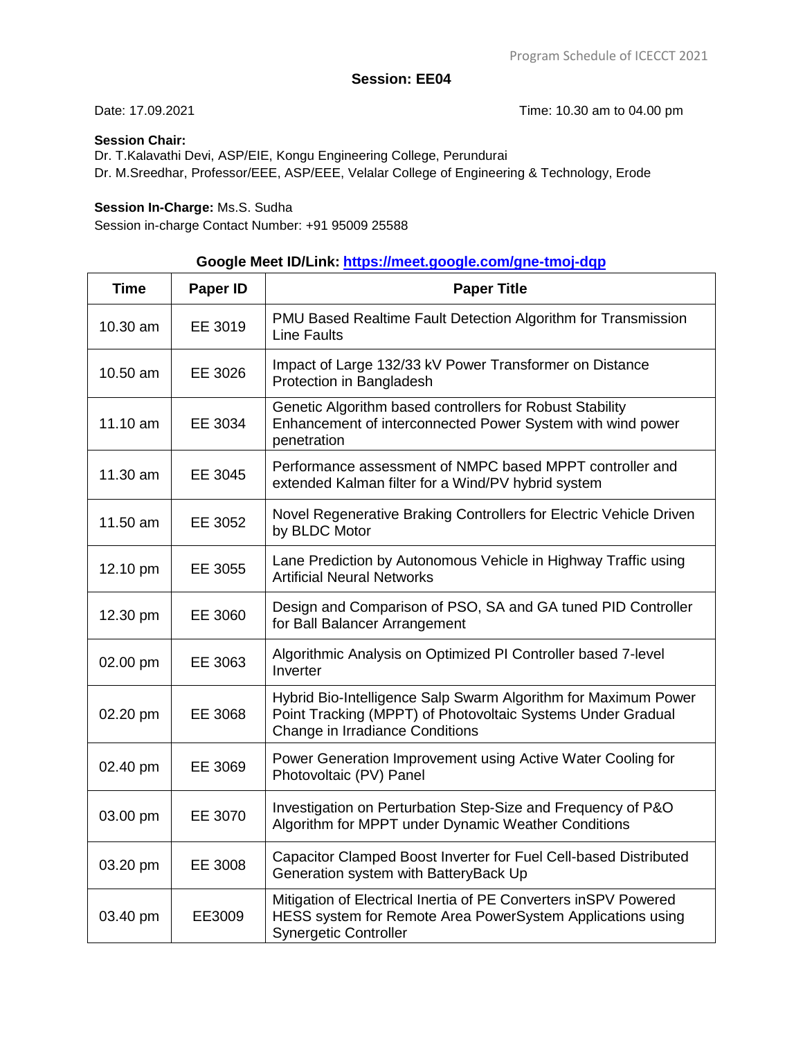## Session: EE04

Date: 17.09.2021 Time: 10.30 am to 04.00 pm

**Session Chair:**
Dr. T.Kalavathi Devi, ASP/EIE, Kongu Engineering College, Perundurai
Dr. M.Sreedhar, Professor/EEE, ASP/EEE, Velalar College of Engineering & Technology, Erode

**Session In-Charge:** Ms.S. Sudha
Session in-charge Contact Number: +91 95009 25588

**Google Meet ID/Link: https://meet.google.com/gne-tmoj-dqp**

| Time | Paper ID | Paper Title |
|---|---|---|
| 10.30 am | EE 3019 | PMU Based Realtime Fault Detection Algorithm for Transmission Line Faults |
| 10.50 am | EE 3026 | Impact of Large 132/33 kV Power Transformer on Distance Protection in Bangladesh |
| 11.10 am | EE 3034 | Genetic Algorithm based controllers for Robust Stability Enhancement of interconnected Power System with wind power penetration |
| 11.30 am | EE 3045 | Performance assessment of NMPC based MPPT controller and extended Kalman filter for a Wind/PV hybrid system |
| 11.50 am | EE 3052 | Novel Regenerative Braking Controllers for Electric Vehicle Driven by BLDC Motor |
| 12.10 pm | EE 3055 | Lane Prediction by Autonomous Vehicle in Highway Traffic using Artificial Neural Networks |
| 12.30 pm | EE 3060 | Design and Comparison of PSO, SA and GA tuned PID Controller for Ball Balancer Arrangement |
| 02.00 pm | EE 3063 | Algorithmic Analysis on Optimized PI Controller based 7-level Inverter |
| 02.20 pm | EE 3068 | Hybrid Bio-Intelligence Salp Swarm Algorithm for Maximum Power Point Tracking (MPPT) of Photovoltaic Systems Under Gradual Change in Irradiance Conditions |
| 02.40 pm | EE 3069 | Power Generation Improvement using Active Water Cooling for Photovoltaic (PV) Panel |
| 03.00 pm | EE 3070 | Investigation on Perturbation Step-Size and Frequency of P&O Algorithm for MPPT under Dynamic Weather Conditions |
| 03.20 pm | EE 3008 | Capacitor Clamped Boost Inverter for Fuel Cell-based Distributed Generation system with BatteryBack Up |
| 03.40 pm | EE3009 | Mitigation of Electrical Inertia of PE Converters inSPV Powered HESS system for Remote Area PowerSystem Applications using Synergetic Controller |